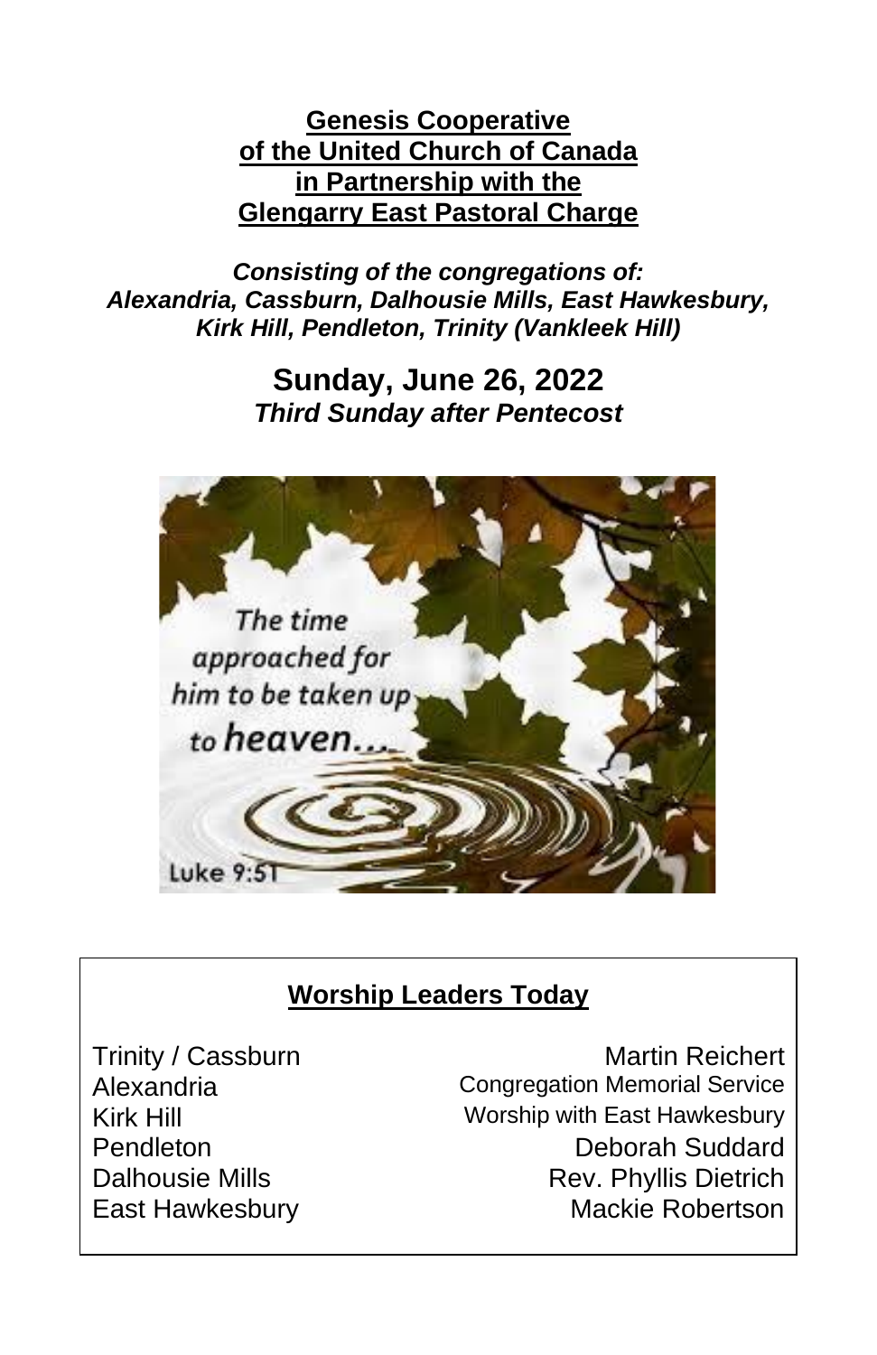**Genesis Cooperative**
**of the United Church of Canada**
**in Partnership with the**
**Glengarry East Pastoral Charge**

***Consisting of the congregations of:***
***Alexandria, Cassburn, Dalhousie Mills, East Hawkesbury, Kirk Hill, Pendleton, Trinity (Vankleek Hill)***

## Sunday, June 26, 2022

***Third Sunday after Pentecost***

## Worship Leaders Today

| | |
|---|---|
| Trinity / Cassburn | Martin Reichert |
| Alexandria | Congregation Memorial Service |
| Kirk Hill | Worship with East Hawkesbury |
| Pendleton | Deborah Suddard |
| Dalhousie Mills | Rev. Phyllis Dietrich |
| East Hawkesbury | Mackie Robertson |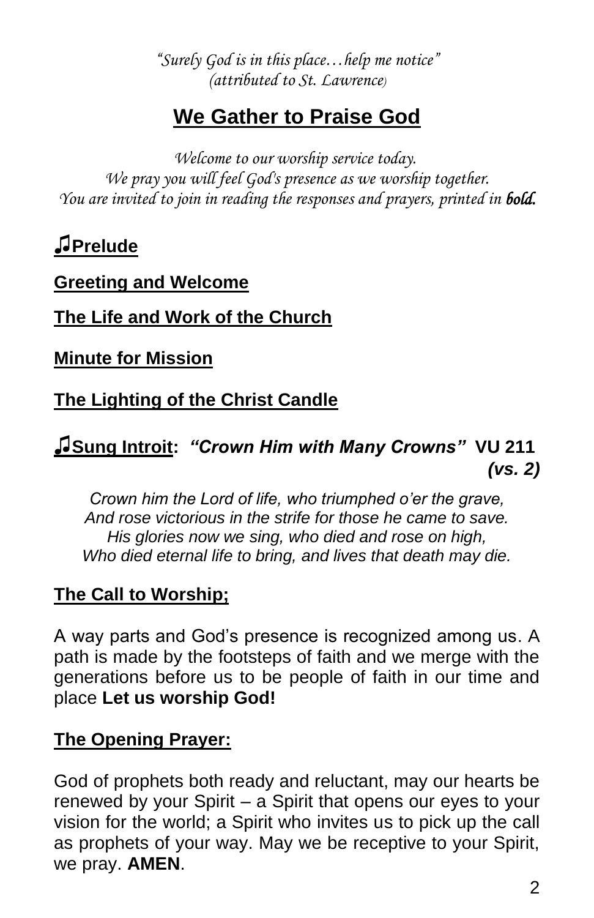*"Surely God is in this place…help me notice"*
*(attributed to St. Lawrence)*

## We Gather to Praise God

*Welcome to our worship service today.*
*We pray you will feel God's presence as we worship together.*
*You are invited to join in reading the responses and prayers, printed in* ***bold.***

### ♫Prelude

### Greeting and Welcome

### The Life and Work of the Church

### Minute for Mission

### The Lighting of the Christ Candle

### ♫Sung Introit: *"Crown Him with Many Crowns"* VU 211 *(vs. 2)*

*Crown him the Lord of life, who triumphed o'er the grave,*
*And rose victorious in the strife for those he came to save.*
*His glories now we sing, who died and rose on high,*
*Who died eternal life to bring, and lives that death may die.*

### The Call to Worship;

A way parts and God's presence is recognized among us. A path is made by the footsteps of faith and we merge with the generations before us to be people of faith in our time and place **Let us worship God!**

### The Opening Prayer:

God of prophets both ready and reluctant, may our hearts be renewed by your Spirit – a Spirit that opens our eyes to your vision for the world; a Spirit who invites us to pick up the call as prophets of your way. May we be receptive to your Spirit, we pray. **AMEN**.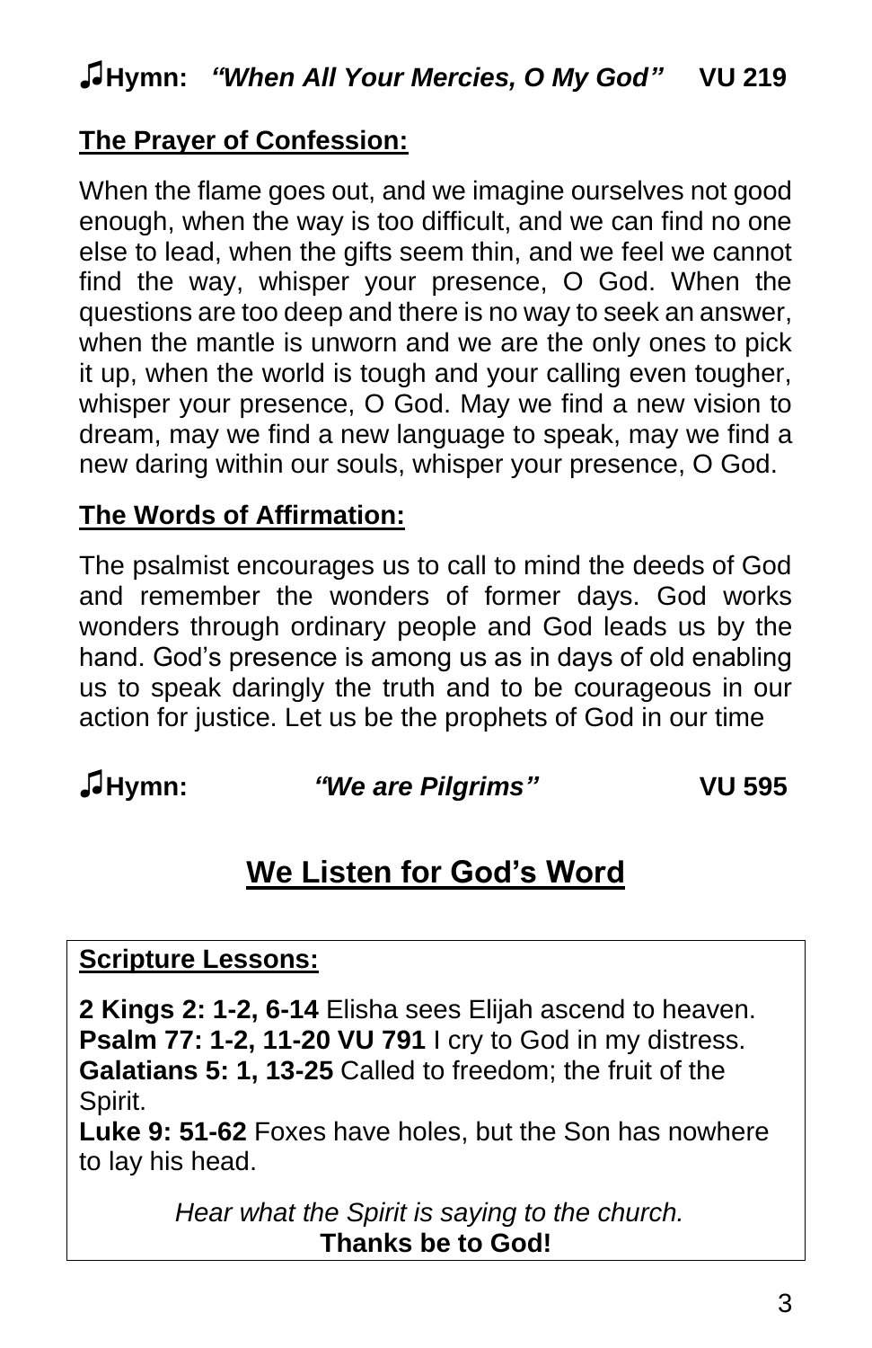**♫Hymn:** ***"When All Your Mercies, O My God"*** **VU 219**

**The Prayer of Confession:**

When the flame goes out, and we imagine ourselves not good enough, when the way is too difficult, and we can find no one else to lead, when the gifts seem thin, and we feel we cannot find the way, whisper your presence, O God. When the questions are too deep and there is no way to seek an answer, when the mantle is unworn and we are the only ones to pick it up, when the world is tough and your calling even tougher, whisper your presence, O God. May we find a new vision to dream, may we find a new language to speak, may we find a new daring within our souls, whisper your presence, O God.

**The Words of Affirmation:**

The psalmist encourages us to call to mind the deeds of God and remember the wonders of former days. God works wonders through ordinary people and God leads us by the hand. God's presence is among us as in days of old enabling us to speak daringly the truth and to be courageous in our action for justice. Let us be the prophets of God in our time

**♫Hymn:** ***"We are Pilgrims"*** **VU 595**

## We Listen for God's Word

**Scripture Lessons:**

**2 Kings 2: 1-2, 6-14** Elisha sees Elijah ascend to heaven.
**Psalm 77: 1-2, 11-20 VU 791** I cry to God in my distress.
**Galatians 5: 1, 13-25** Called to freedom; the fruit of the Spirit.
**Luke 9: 51-62** Foxes have holes, but the Son has nowhere to lay his head.

*Hear what the Spirit is saying to the church.*
**Thanks be to God!**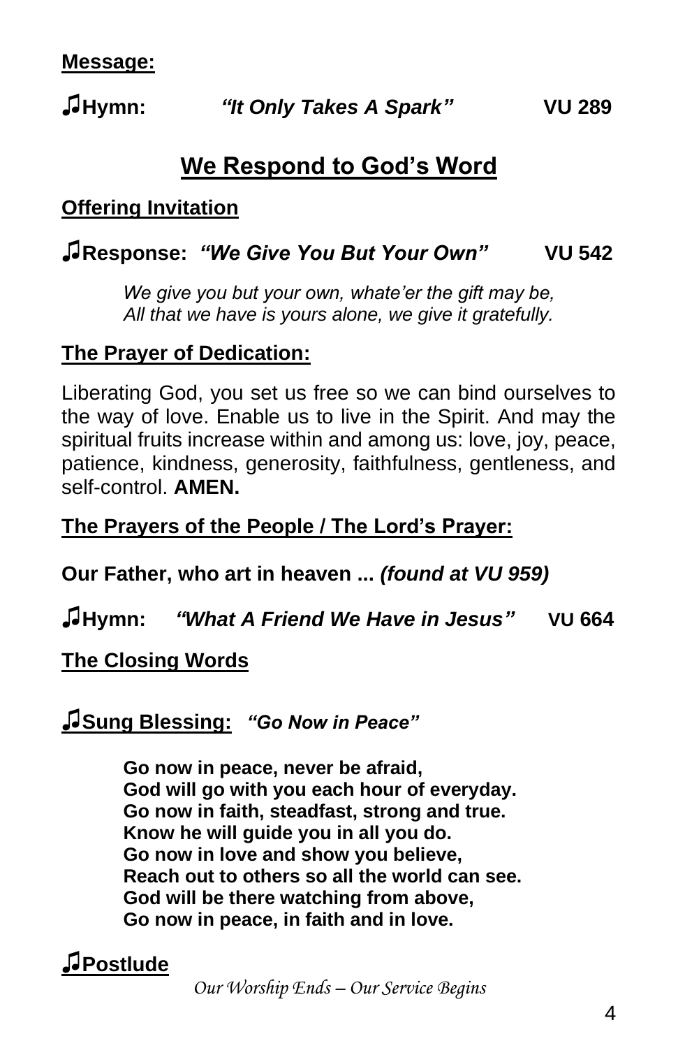**Message:**

**♫Hymn:** ***"It Only Takes A Spark"*** **VU 289**

## We Respond to God's Word

**Offering Invitation**

**♫Response:** ***"We Give You But Your Own"*** **VU 542**

*We give you but your own, whate'er the gift may be,*
*All that we have is yours alone, we give it gratefully.*

**The Prayer of Dedication:**

Liberating God, you set us free so we can bind ourselves to the way of love. Enable us to live in the Spirit. And may the spiritual fruits increase within and among us: love, joy, peace, patience, kindness, generosity, faithfulness, gentleness, and self-control. **AMEN.**

**The Prayers of the People / The Lord's Prayer:**

**Our Father, who art in heaven ...** ***(found at VU 959)***

**♫Hymn:** ***"What A Friend We Have in Jesus"*** **VU 664**

**The Closing Words**

**♫Sung Blessing:** ***"Go Now in Peace"***

**Go now in peace, never be afraid,**
**God will go with you each hour of everyday.**
**Go now in faith, steadfast, strong and true.**
**Know he will guide you in all you do.**
**Go now in love and show you believe,**
**Reach out to others so all the world can see.**
**God will be there watching from above,**
**Go now in peace, in faith and in love.**

**♫Postlude**

*Our Worship Ends – Our Service Begins*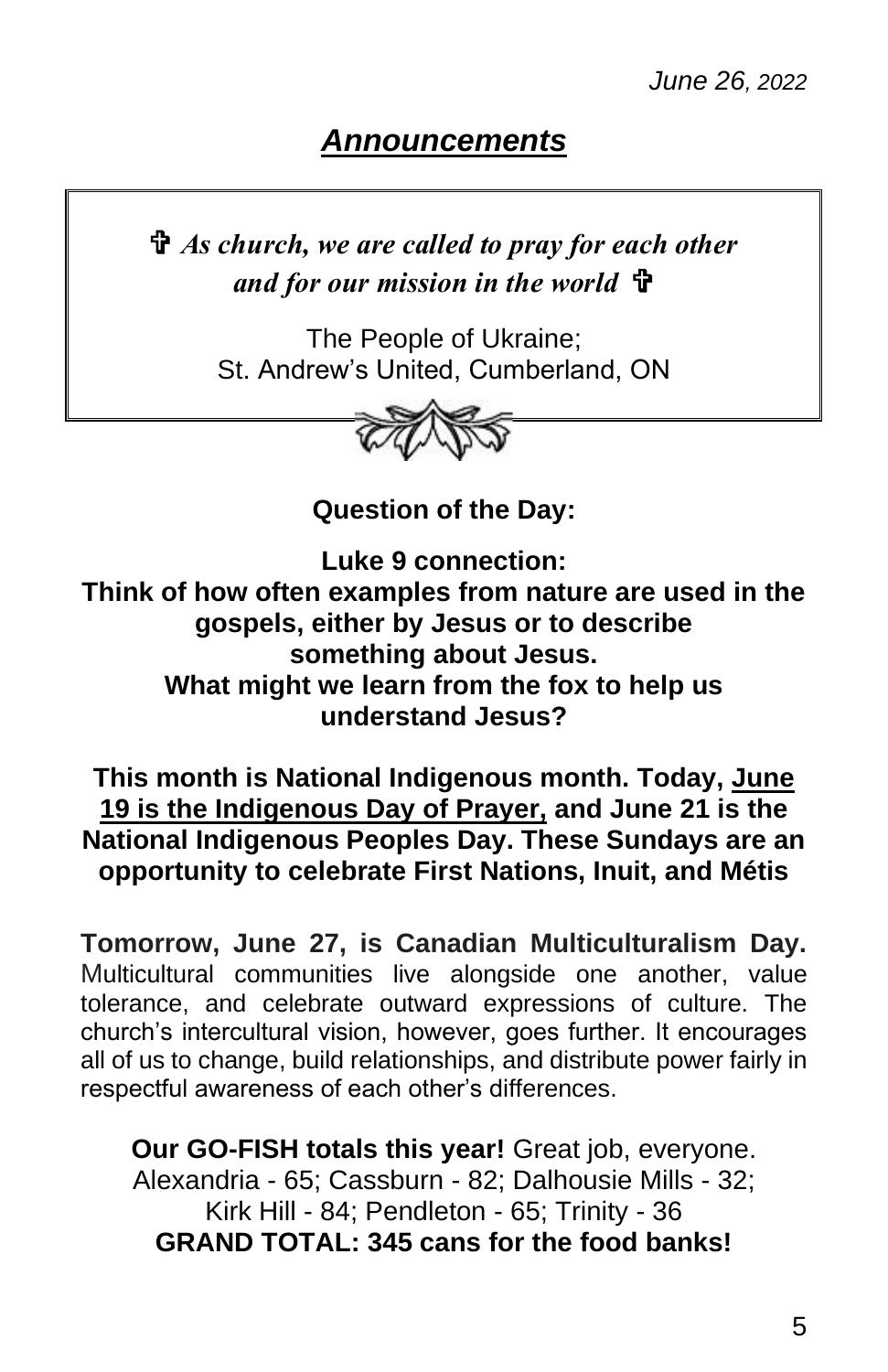*June 26, 2022*

## ***Announcements***

✞ ***As church, we are called to pray for each other and for our mission in the world*** ✞

The People of Ukraine;
St. Andrew's United, Cumberland, ON

**Question of the Day:**

**Luke 9 connection:**
**Think of how often examples from nature are used in the gospels, either by Jesus or to describe something about Jesus.**
**What might we learn from the fox to help us understand Jesus?**

**This month is National Indigenous month. Today, <u>June 19 is the Indigenous Day of Prayer,</u> and June 21 is the National Indigenous Peoples Day. These Sundays are an opportunity to celebrate First Nations, Inuit, and Métis**

**Tomorrow, June 27, is Canadian Multiculturalism Day.** Multicultural communities live alongside one another, value tolerance, and celebrate outward expressions of culture. The church's intercultural vision, however, goes further. It encourages all of us to change, build relationships, and distribute power fairly in respectful awareness of each other's differences.

**Our GO-FISH totals this year!** Great job, everyone.
Alexandria - 65; Cassburn - 82; Dalhousie Mills - 32;
Kirk Hill - 84; Pendleton - 65; Trinity - 36
**GRAND TOTAL: 345 cans for the food banks!**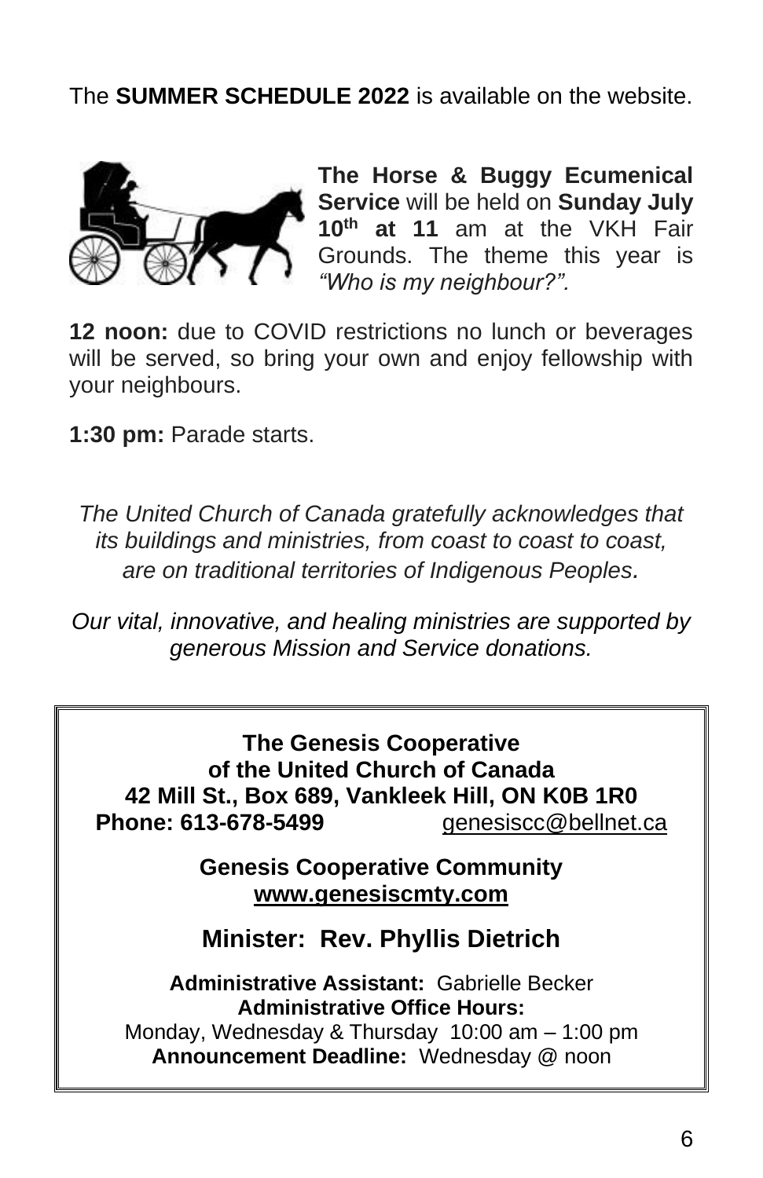The **SUMMER SCHEDULE 2022** is available on the website.

**The Horse & Buggy Ecumenical Service** will be held on **Sunday July 10th at 11** am at the VKH Fair Grounds. The theme this year is *"Who is my neighbour?".*

**12 noon:** due to COVID restrictions no lunch or beverages will be served, so bring your own and enjoy fellowship with your neighbours.

**1:30 pm:** Parade starts.

*The United Church of Canada gratefully acknowledges that its buildings and ministries, from coast to coast to coast, are on traditional territories of Indigenous Peoples.*

*Our vital, innovative, and healing ministries are supported by generous Mission and Service donations.*

**The Genesis Cooperative**
**of the United Church of Canada**
**42 Mill St., Box 689, Vankleek Hill, ON K0B 1R0**
**Phone: 613-678-5499** genesiscc@bellnet.ca

**Genesis Cooperative Community**
**www.genesiscmty.com**

**Minister: Rev. Phyllis Dietrich**

**Administrative Assistant:** Gabrielle Becker
**Administrative Office Hours:**
Monday, Wednesday & Thursday 10:00 am – 1:00 pm
**Announcement Deadline:** Wednesday @ noon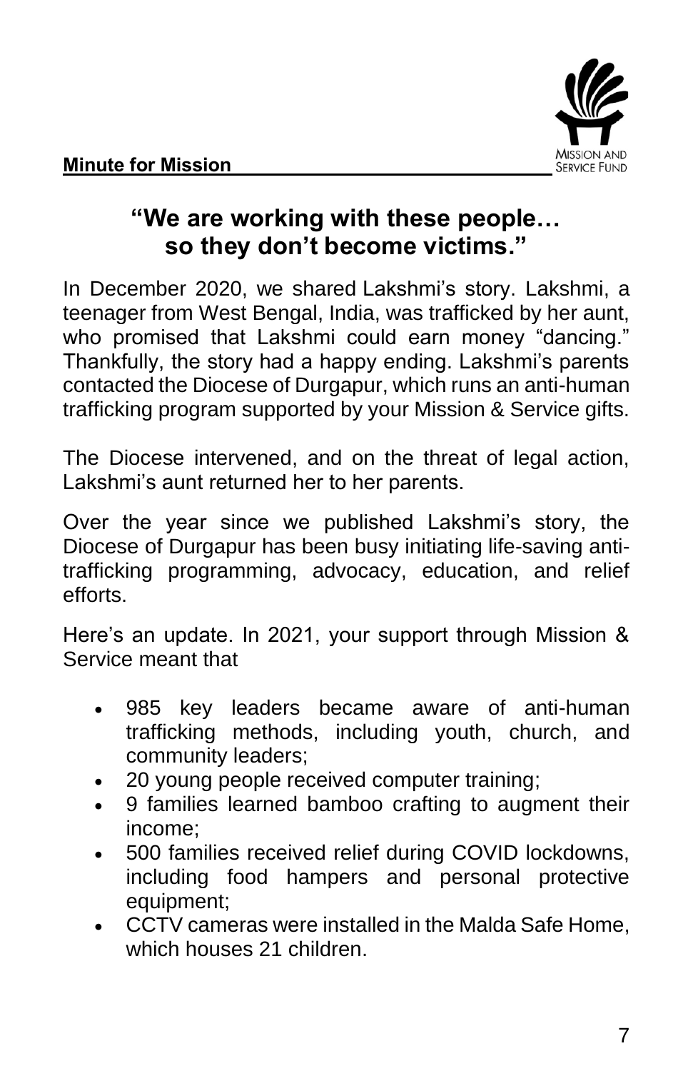**Minute for Mission**

MISSION AND SERVICE FUND

## "We are working with these people… so they don't become victims."

In December 2020, we shared Lakshmi's story. Lakshmi, a teenager from West Bengal, India, was trafficked by her aunt, who promised that Lakshmi could earn money "dancing." Thankfully, the story had a happy ending. Lakshmi's parents contacted the Diocese of Durgapur, which runs an anti-human trafficking program supported by your Mission & Service gifts.

The Diocese intervened, and on the threat of legal action, Lakshmi's aunt returned her to her parents.

Over the year since we published Lakshmi's story, the Diocese of Durgapur has been busy initiating life-saving anti-trafficking programming, advocacy, education, and relief efforts.

Here's an update. In 2021, your support through Mission & Service meant that

- 985 key leaders became aware of anti-human trafficking methods, including youth, church, and community leaders;
- 20 young people received computer training;
- 9 families learned bamboo crafting to augment their income;
- 500 families received relief during COVID lockdowns, including food hampers and personal protective equipment;
- CCTV cameras were installed in the Malda Safe Home, which houses 21 children.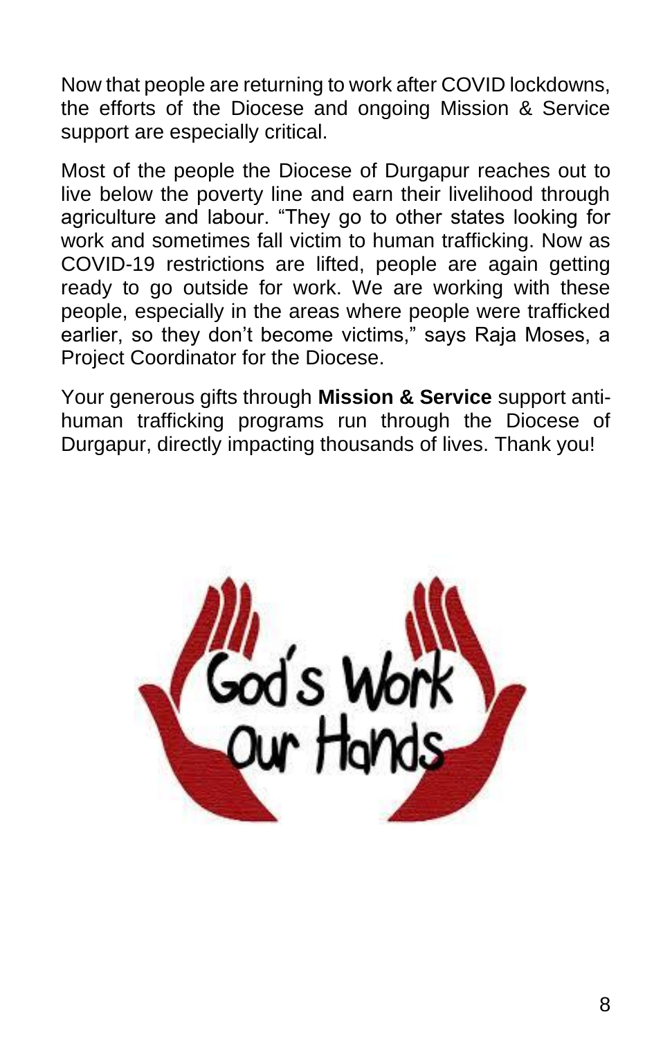Now that people are returning to work after COVID lockdowns, the efforts of the Diocese and ongoing Mission & Service support are especially critical.

Most of the people the Diocese of Durgapur reaches out to live below the poverty line and earn their livelihood through agriculture and labour. "They go to other states looking for work and sometimes fall victim to human trafficking. Now as COVID-19 restrictions are lifted, people are again getting ready to go outside for work. We are working with these people, especially in the areas where people were trafficked earlier, so they don't become victims," says Raja Moses, a Project Coordinator for the Diocese.

Your generous gifts through **Mission & Service** support anti-human trafficking programs run through the Diocese of Durgapur, directly impacting thousands of lives. Thank you!

God's Work Our Hands